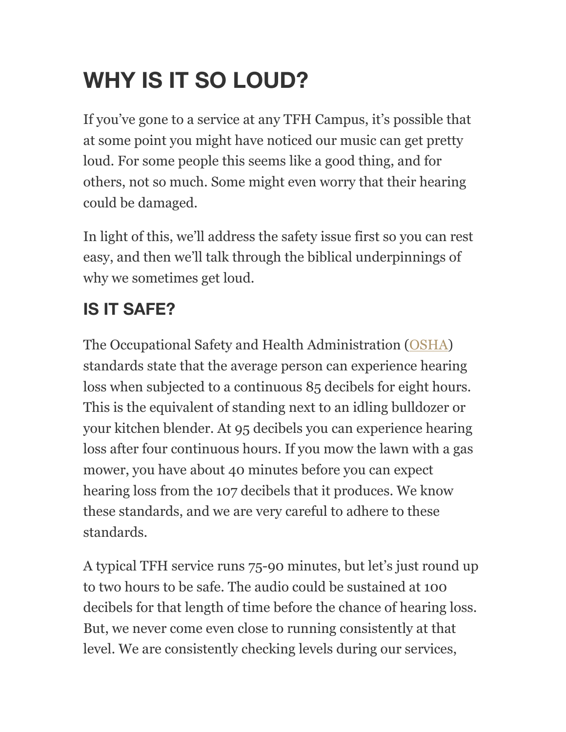# WHY IS IT SO LOUD?

If you've gone to a service at any TFH Campus, it's possible that at some point you might have noticed our music can get pretty loud. For some people this seems like a good thing, and for others, not so much. Some might even worry that their hearing could be damaged.

In light of this, we'll address the safety issue first so you can rest easy, and then we'll talk through the biblical underpinnings of why we sometimes get loud.

## IS IT SAFE?

The Occupational Safety and Health Administration (OSHA) standards state that the average person can experience hearing loss when subjected to a continuous 85 decibels for eight hours. This is the equivalent of standing next to an idling bulldozer or your kitchen blender. At 95 decibels you can experience hearing loss after four continuous hours. If you mow the lawn with a gas mower, you have about 40 minutes before you can expect hearing loss from the 107 decibels that it produces. We know these standards, and we are very careful to adhere to these standards.

A typical TFH service runs 75-90 minutes, but let's just round up to two hours to be safe. The audio could be sustained at 100 decibels for that length of time before the chance of hearing loss. But, we never come even close to running consistently at that level. We are consistently checking levels during our services,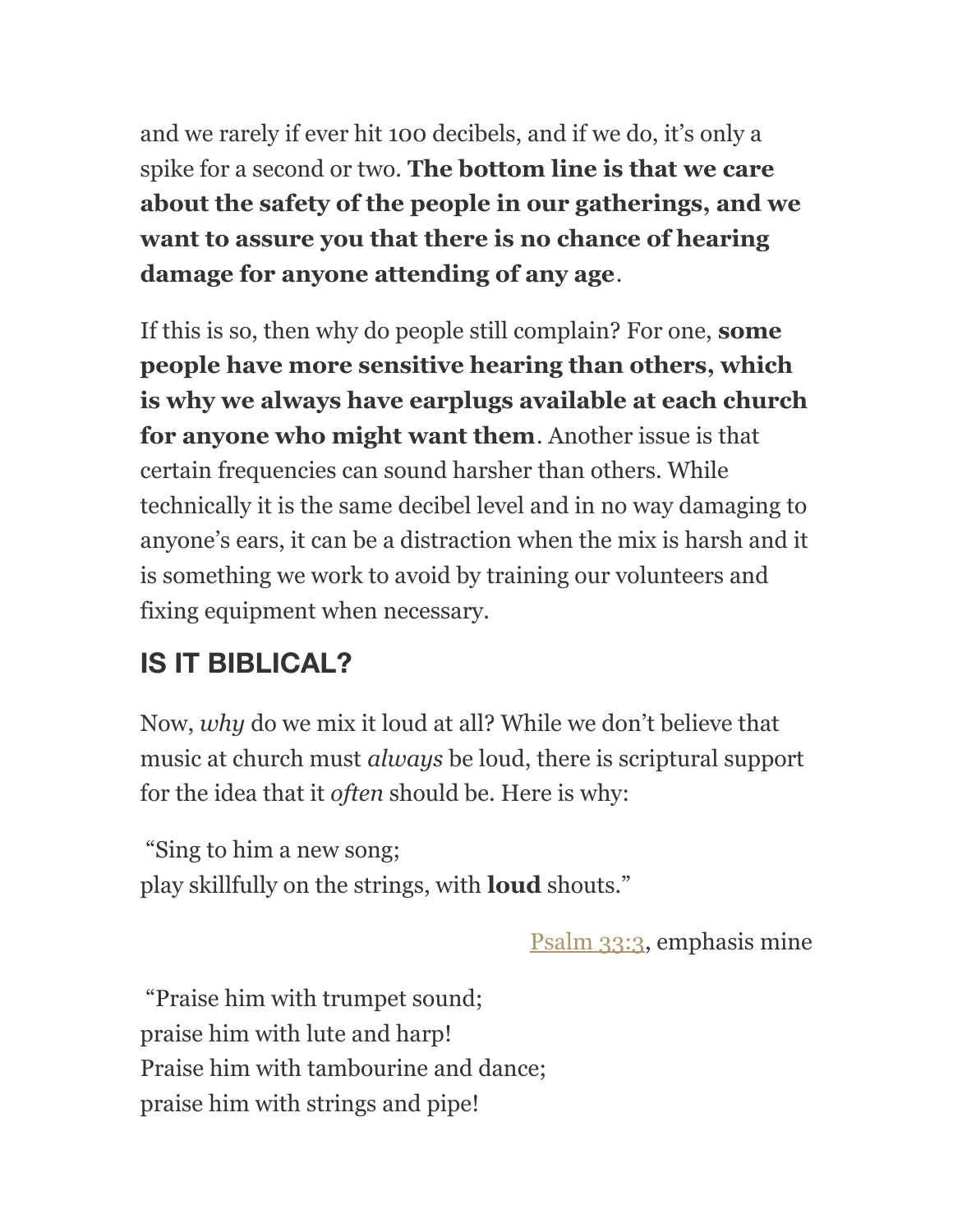and we rarely if ever hit 100 decibels, and if we do, it's only a spike for a second or two. **The bottom line is that we care about the safety of the people in our gatherings, and we want to assure you that there is no chance of hearing damage for anyone attending of any age**.

If this is so, then why do people still complain? For one, **some people have more sensitive hearing than others, which is why we always have earplugs available at each church for anyone who might want them**. Another issue is that certain frequencies can sound harsher than others. While technically it is the same decibel level and in no way damaging to anyone's ears, it can be a distraction when the mix is harsh and it is something we work to avoid by training our volunteers and fixing equipment when necessary.

## IS IT BIBLICAL?

Now, *why* do we mix it loud at all? While we don't believe that music at church must *always* be loud, there is scriptural support for the idea that it *often* should be. Here is why:

"Sing to him a new song;
play skillfully on the strings, with **loud** shouts."

Psalm 33:3, emphasis mine

"Praise him with trumpet sound;
praise him with lute and harp!
Praise him with tambourine and dance;
praise him with strings and pipe!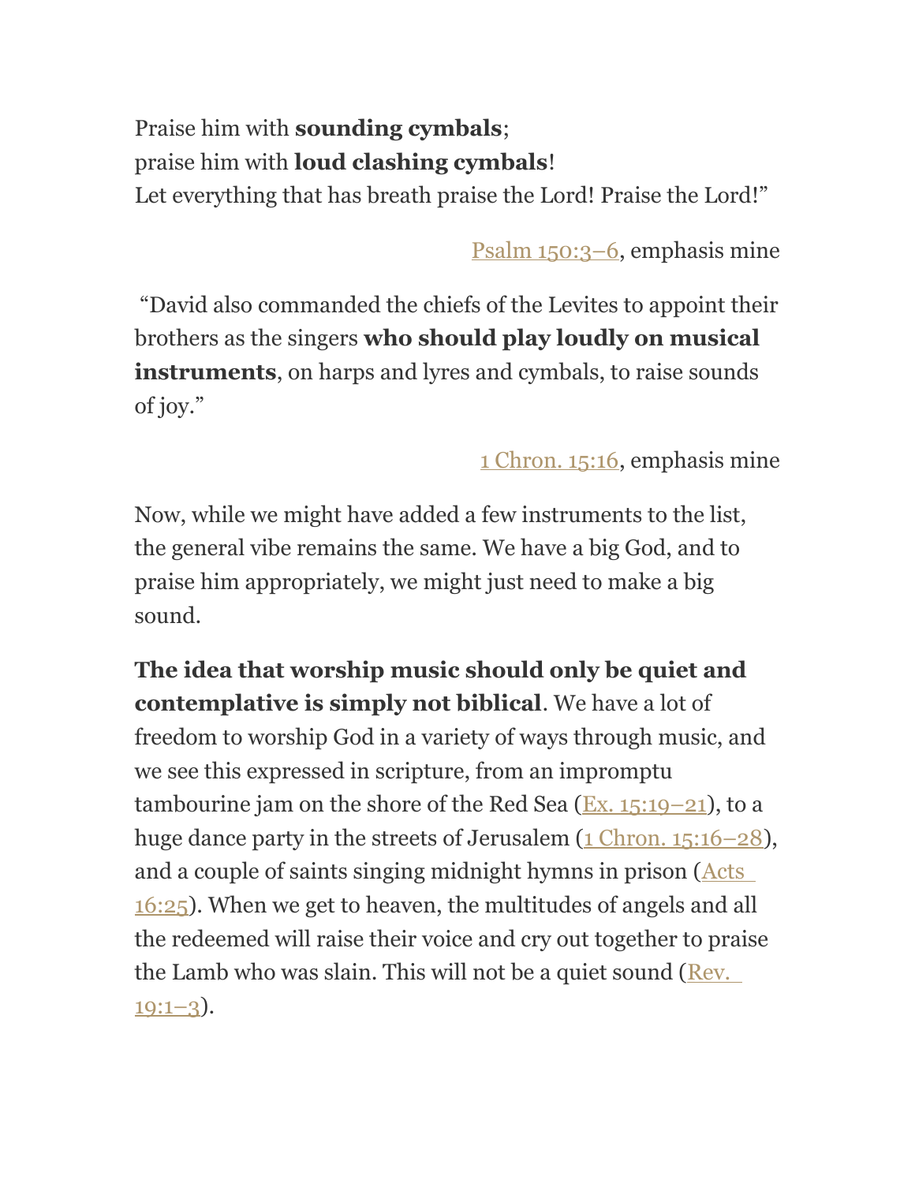Praise him with **sounding cymbals**;
praise him with **loud clashing cymbals**!
Let everything that has breath praise the Lord! Praise the Lord!"

Psalm 150:3–6, emphasis mine

"David also commanded the chiefs of the Levites to appoint their brothers as the singers **who should play loudly on musical instruments**, on harps and lyres and cymbals, to raise sounds of joy."

1 Chron. 15:16, emphasis mine

Now, while we might have added a few instruments to the list, the general vibe remains the same. We have a big God, and to praise him appropriately, we might just need to make a big sound.

**The idea that worship music should only be quiet and contemplative is simply not biblical**. We have a lot of freedom to worship God in a variety of ways through music, and we see this expressed in scripture, from an impromptu tambourine jam on the shore of the Red Sea (Ex. 15:19–21), to a huge dance party in the streets of Jerusalem (1 Chron. 15:16–28), and a couple of saints singing midnight hymns in prison (Acts 16:25). When we get to heaven, the multitudes of angels and all the redeemed will raise their voice and cry out together to praise the Lamb who was slain. This will not be a quiet sound (Rev. 19:1–3).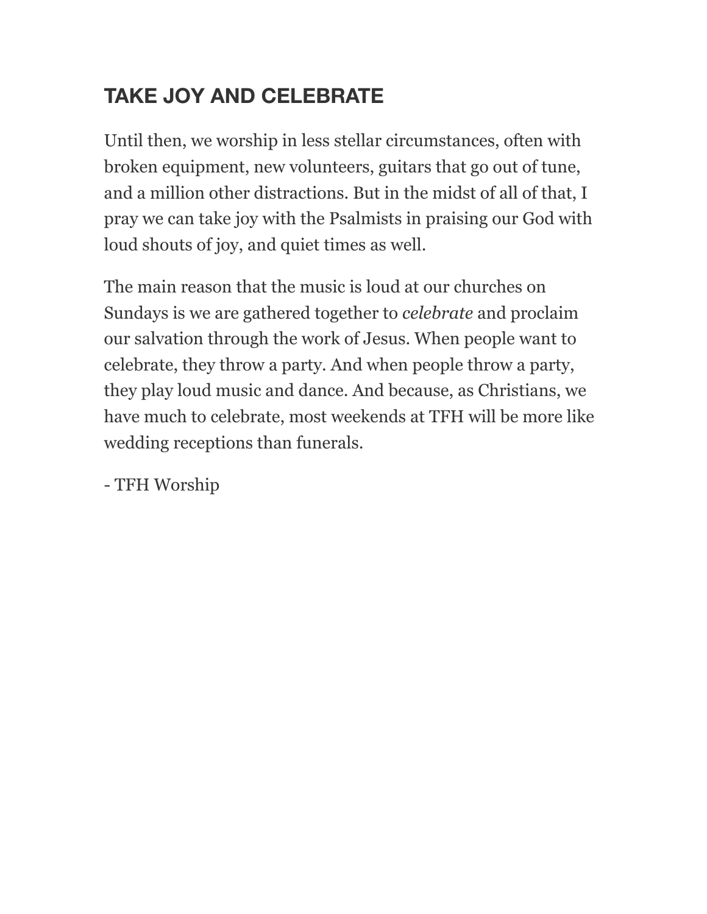## TAKE JOY AND CELEBRATE

Until then, we worship in less stellar circumstances, often with broken equipment, new volunteers, guitars that go out of tune, and a million other distractions. But in the midst of all of that, I pray we can take joy with the Psalmists in praising our God with loud shouts of joy, and quiet times as well.

The main reason that the music is loud at our churches on Sundays is we are gathered together to *celebrate* and proclaim our salvation through the work of Jesus. When people want to celebrate, they throw a party. And when people throw a party, they play loud music and dance. And because, as Christians, we have much to celebrate, most weekends at TFH will be more like wedding receptions than funerals.

- TFH Worship